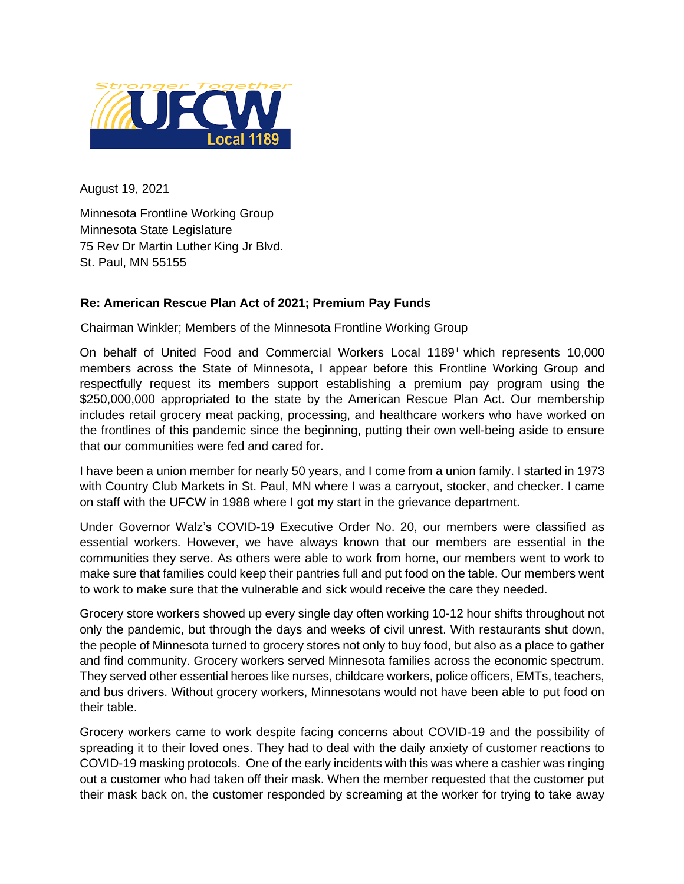Stronger Together UFCW Local 1189

August 19, 2021

Minnesota Frontline Working Group
Minnesota State Legislature
75 Rev Dr Martin Luther King Jr Blvd.
St. Paul, MN 55155

**Re: American Rescue Plan Act of 2021; Premium Pay Funds**

Chairman Winkler; Members of the Minnesota Frontline Working Group

On behalf of United Food and Commercial Workers Local 1189[i] which represents 10,000 members across the State of Minnesota, I appear before this Frontline Working Group and respectfully request its members support establishing a premium pay program using the $250,000,000 appropriated to the state by the American Rescue Plan Act. Our membership includes retail grocery meat packing, processing, and healthcare workers who have worked on the frontlines of this pandemic since the beginning, putting their own well-being aside to ensure that our communities were fed and cared for.

I have been a union member for nearly 50 years, and I come from a union family. I started in 1973 with Country Club Markets in St. Paul, MN where I was a carryout, stocker, and checker. I came on staff with the UFCW in 1988 where I got my start in the grievance department.

Under Governor Walz's COVID-19 Executive Order No. 20, our members were classified as essential workers. However, we have always known that our members are essential in the communities they serve. As others were able to work from home, our members went to work to make sure that families could keep their pantries full and put food on the table. Our members went to work to make sure that the vulnerable and sick would receive the care they needed.

Grocery store workers showed up every single day often working 10-12 hour shifts throughout not only the pandemic, but through the days and weeks of civil unrest. With restaurants shut down, the people of Minnesota turned to grocery stores not only to buy food, but also as a place to gather and find community. Grocery workers served Minnesota families across the economic spectrum. They served other essential heroes like nurses, childcare workers, police officers, EMTs, teachers, and bus drivers. Without grocery workers, Minnesotans would not have been able to put food on their table.

Grocery workers came to work despite facing concerns about COVID-19 and the possibility of spreading it to their loved ones. They had to deal with the daily anxiety of customer reactions to COVID-19 masking protocols. One of the early incidents with this was where a cashier was ringing out a customer who had taken off their mask. When the member requested that the customer put their mask back on, the customer responded by screaming at the worker for trying to take away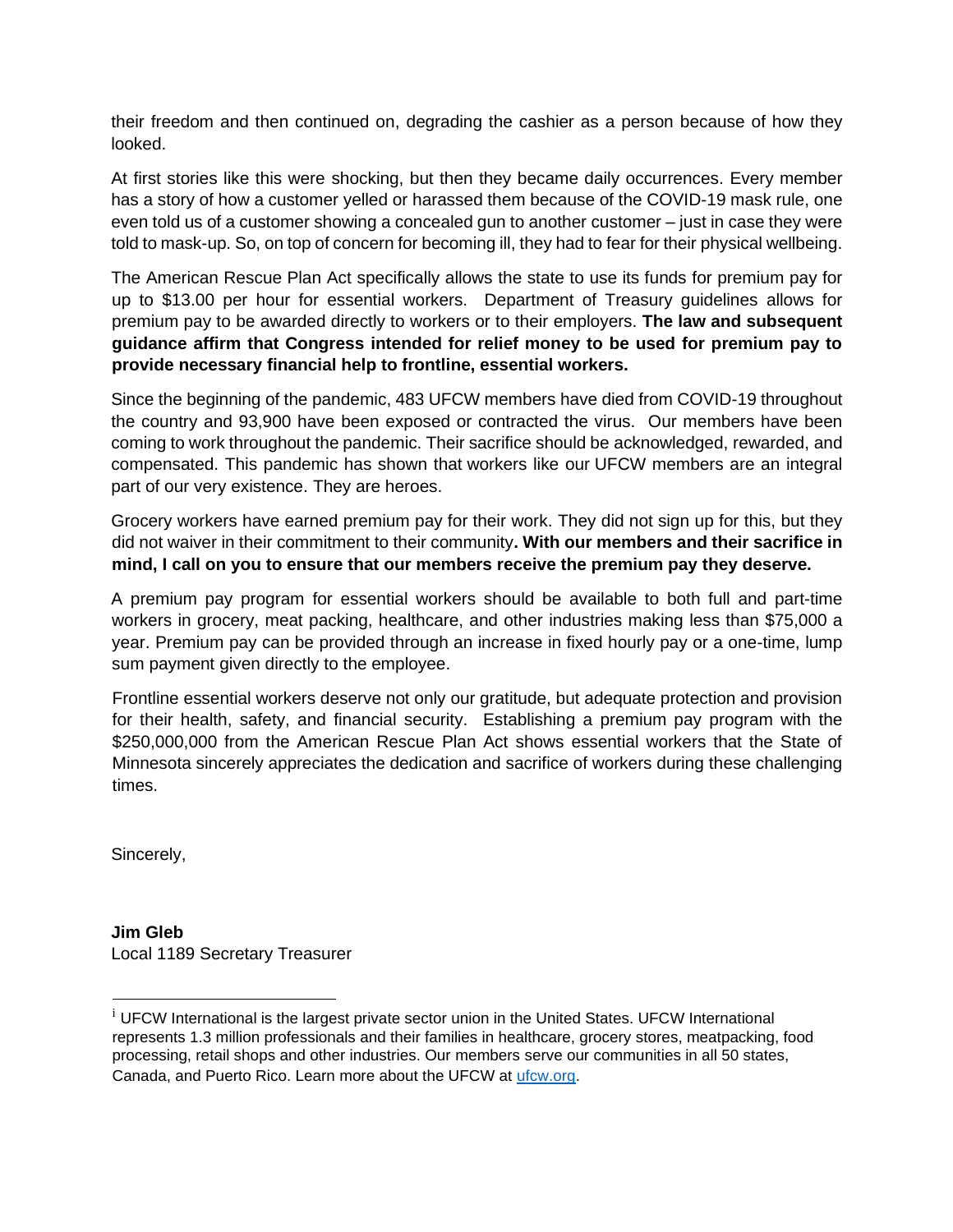their freedom and then continued on, degrading the cashier as a person because of how they looked.

At first stories like this were shocking, but then they became daily occurrences. Every member has a story of how a customer yelled or harassed them because of the COVID-19 mask rule, one even told us of a customer showing a concealed gun to another customer – just in case they were told to mask-up. So, on top of concern for becoming ill, they had to fear for their physical wellbeing.

The American Rescue Plan Act specifically allows the state to use its funds for premium pay for up to $13.00 per hour for essential workers. Department of Treasury guidelines allows for premium pay to be awarded directly to workers or to their employers. **The law and subsequent guidance affirm that Congress intended for relief money to be used for premium pay to provide necessary financial help to frontline, essential workers.**

Since the beginning of the pandemic, 483 UFCW members have died from COVID-19 throughout the country and 93,900 have been exposed or contracted the virus. Our members have been coming to work throughout the pandemic. Their sacrifice should be acknowledged, rewarded, and compensated. This pandemic has shown that workers like our UFCW members are an integral part of our very existence. They are heroes.

Grocery workers have earned premium pay for their work. They did not sign up for this, but they did not waiver in their commitment to their community**. With our members and their sacrifice in mind, I call on you to ensure that our members receive the premium pay they deserve.**

A premium pay program for essential workers should be available to both full and part-time workers in grocery, meat packing, healthcare, and other industries making less than $75,000 a year. Premium pay can be provided through an increase in fixed hourly pay or a one-time, lump sum payment given directly to the employee.

Frontline essential workers deserve not only our gratitude, but adequate protection and provision for their health, safety, and financial security. Establishing a premium pay program with the $250,000,000 from the American Rescue Plan Act shows essential workers that the State of Minnesota sincerely appreciates the dedication and sacrifice of workers during these challenging times.

Sincerely,

**Jim Gleb**
Local 1189 Secretary Treasurer

---

[i] UFCW International is the largest private sector union in the United States. UFCW International represents 1.3 million professionals and their families in healthcare, grocery stores, meatpacking, food processing, retail shops and other industries. Our members serve our communities in all 50 states, Canada, and Puerto Rico. Learn more about the UFCW at [ufcw.org](ufcw.org).